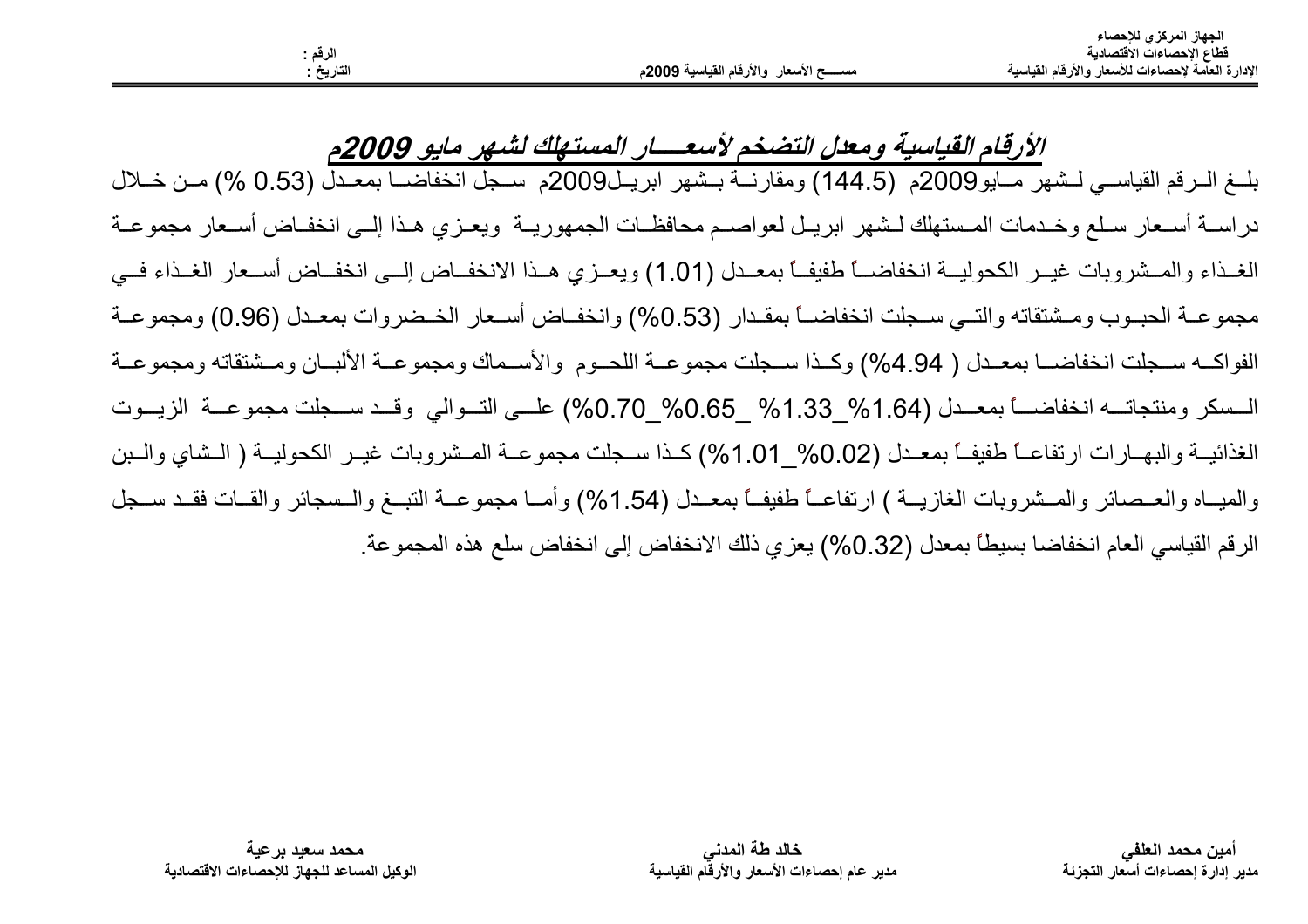الجهاز المركزي للإحصاء
قطاع الإحصاءات الاقتصادية
الإدارة العامة لإحصاءات للأسعار والأرقام القياسية

مســـح الأسعار والأرقام القياسية 2009م

الرقم :
التاريخ :

## الأرقام القياسية ومعدل التضخم لأسعـــار المستهلك لشهر مايو 2009م

بلـغ الـرقم القياسـي لـشهر مـايو2009م (144.5) ومقارنـة بـشهر ابريـل2009م سـجل انخفاضـا بمعـدل (0.53 %) مـن خـلال دراسـة أسـعار سـلع وخـدمات المـستهلك لـشهر ابريـل لعواصـم محافظـات الجمهوريـة ويعـزي هـذا إلـى انخفـاض أسـعار مجموعـة الغـذاء والمـشروبات غيـر الكحوليـة انخفاضـاً طفيفـاً بمعـدل (1.01) ويعـزي هـذا الانخفـاض إلـى انخفـاض أسـعار الغـذاء فـي مجموعـة الحبـوب ومـشتقاته والتـي سـجلت انخفاضـاً بمقـدار (0.53%) وانخفـاض أسـعار الخـضروات بمعـدل (0.96) ومجموعـة الفواكـه سـجلت انخفاضـا بمعـدل ( 4.94%) وكـذا سـجلت مجموعـة اللحـوم والأسـماك ومجموعـة الألبـان ومـشتقاته ومجموعـة الـسكر ومنتجاتـه انخفاضـاً بمعـدل (1.64%_1.33% _0.65%_0.70%) علـى التـوالي وقـد سـجلت مجموعـة الزيـوت الغذائيـة والبهـارات ارتفاعـاً طفيفـاً بمعـدل (0.02%_1.01%) كـذا سـجلت مجموعـة المـشروبات غيـر الكحوليـة ( الـشاي والـبن والميـاه والعـصائر والمـشروبات الغازيـة ) ارتفاعـاً طفيفـاً بمعـدل (1.54%) وأمـا مجموعـة التبـغ والـسجائر والقـات فقـد سـجل الرقم القياسي العام انخفاضا بسيطاً بمعدل (0.32%) يعزي ذلك الانخفاض إلى انخفاض سلع هذه المجموعة.

| أمين محمد العلفي | خالد طة المدني | محمد سعيد برعية |
|---|---|---|
| مدير إدارة إحصاءات أسعار التجزئة | مدير عام إحصاءات الأسعار والأرقام القياسية | الوكيل المساعد للجهاز للإحصاءات الاقتصادية |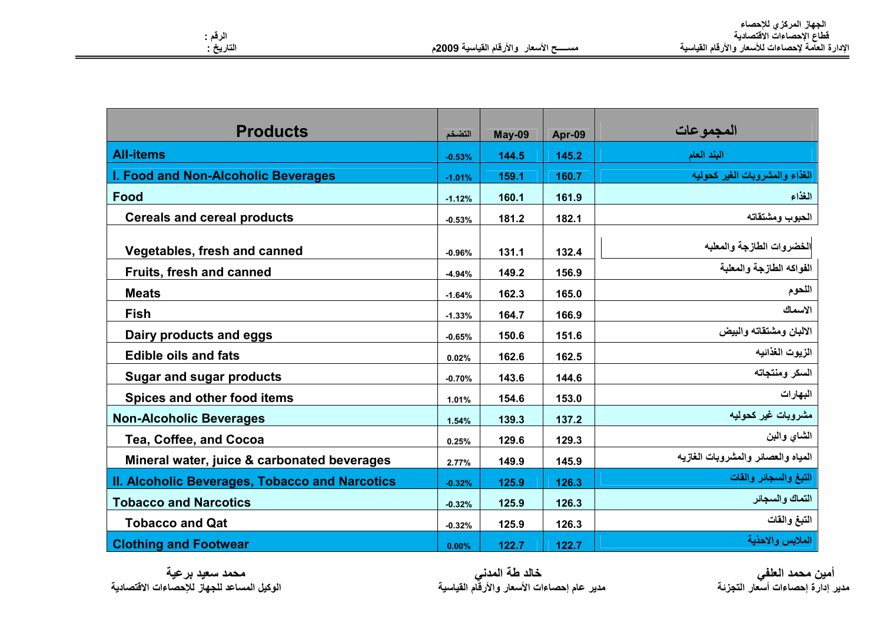الجهاز المركزي للإحصاء
قطاع الإحصاءات الاقتصادية
الإدارة العامة لإحصاءات للأسعار والأرقام القياسية

مســـح الأسعار والأرقام القياسية 2009م

الرقم :
التاريخ :

| Products | التضخم | May-09 | Apr-09 | المجموعات |
|---|---|---|---|---|
| **All-items** | -0.53% | 144.5 | 145.2 | البند العام |
| **I. Food and Non-Alcoholic Beverages** | -1.01% | 159.1 | 160.7 | الغذاء والمشروبات الغير كحوليه |
| **Food** | -1.12% | 160.1 | 161.9 | الغذاء |
| Cereals and cereal products | -0.53% | 181.2 | 182.1 | الحبوب ومشتقاته |
| Vegetables, fresh and canned | -0.96% | 131.1 | 132.4 | الخضروات الطازجة والمعلبه |
| Fruits, fresh and canned | -4.94% | 149.2 | 156.9 | الفواكه الطازجة والمعلبة |
| Meats | -1.64% | 162.3 | 165.0 | اللحوم |
| Fish | -1.33% | 164.7 | 166.9 | الاسماك |
| Dairy products and eggs | -0.65% | 150.6 | 151.6 | الالبان ومشتقاته والبيض |
| Edible oils and fats | 0.02% | 162.6 | 162.5 | الزيوت الغذائيه |
| Sugar and sugar products | -0.70% | 143.6 | 144.6 | السكر ومنتجاته |
| Spices and other food items | 1.01% | 154.6 | 153.0 | البهارات |
| **Non-Alcoholic Beverages** | 1.54% | 139.3 | 137.2 | مشروبات غير كحوليه |
| Tea, Coffee, and Cocoa | 0.25% | 129.6 | 129.3 | الشاي والبن |
| Mineral water, juice & carbonated beverages | 2.77% | 149.9 | 145.9 | المياه والعصائر والمشروبات الغازيه |
| **II. Alcoholic Beverages, Tobacco and Narcotics** | -0.32% | 125.9 | 126.3 | التبغ والسجائر والقات |
| **Tobacco and Narcotics** | -0.32% | 125.9 | 126.3 | التماك والسجائر |
| Tobacco and Qat | -0.32% | 125.9 | 126.3 | التبغ والقات |
| **Clothing and Footwear** | 0.00% | 122.7 | 122.7 | الملابس والاحذية |

**أمين محمد العلفي**
مدير إدارة إحصاءات أسعار التجزئة

**خالد طة المدني**
مدير عام إحصاءات الأسعار والأرقام القياسية

**محمد سعيد برعية**
الوكيل المساعد للجهاز للإحصاءات الاقتصادية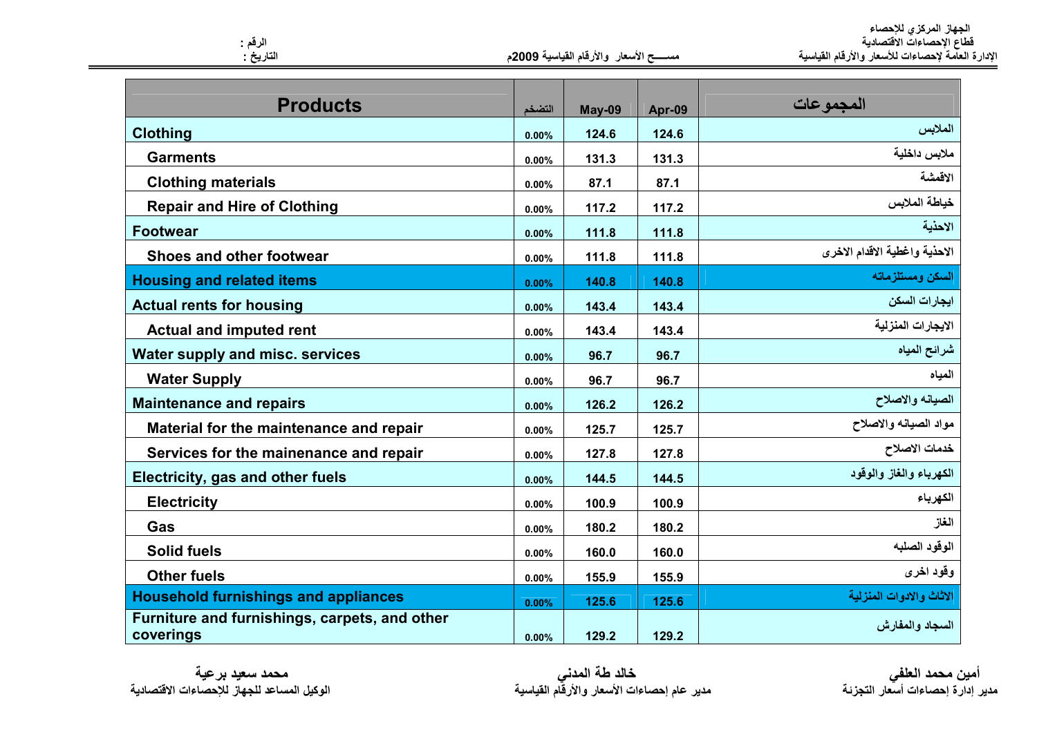الجهاز المركزي للإحصاء
قطاع الإحصاءات الاقتصادية
الإدارة العامة لإحصاءات للأسعار والأرقام القياسية

مســـح الأسعار والأرقام القياسية 2009م

الرقم :
التاريخ :

| Products | التضخم | May-09 | Apr-09 | المجموعات |
|---|---|---|---|---|
| **Clothing** | 0.00% | 124.6 | 124.6 | الملابس |
| Garments | 0.00% | 131.3 | 131.3 | ملابس داخلية |
| Clothing materials | 0.00% | 87.1 | 87.1 | الاقمشة |
| Repair and Hire of Clothing | 0.00% | 117.2 | 117.2 | خياطة الملابس |
| **Footwear** | 0.00% | 111.8 | 111.8 | الاحذية |
| Shoes and other footwear | 0.00% | 111.8 | 111.8 | الاحذية واغطية الاقدام الاخرى |
| **Housing and related items** | 0.00% | 140.8 | 140.8 | السكن ومستلزماته |
| **Actual rents for housing** | 0.00% | 143.4 | 143.4 | ايجارات السكن |
| Actual and imputed rent | 0.00% | 143.4 | 143.4 | الايجارات المنزلية |
| **Water supply and misc. services** | 0.00% | 96.7 | 96.7 | شرائح المياه |
| Water Supply | 0.00% | 96.7 | 96.7 | المياه |
| **Maintenance and repairs** | 0.00% | 126.2 | 126.2 | الصيانه والاصلاح |
| Material for the maintenance and repair | 0.00% | 125.7 | 125.7 | مواد الصيانه والاصلاح |
| Services for the mainenance and repair | 0.00% | 127.8 | 127.8 | خدمات الاصلاح |
| **Electricity, gas and other fuels** | 0.00% | 144.5 | 144.5 | الكهرباء والغاز والوقود |
| Electricity | 0.00% | 100.9 | 100.9 | الكهرباء |
| Gas | 0.00% | 180.2 | 180.2 | الغاز |
| Solid fuels | 0.00% | 160.0 | 160.0 | الوقود الصلبه |
| Other fuels | 0.00% | 155.9 | 155.9 | وقود اخرى |
| **Household furnishings and appliances** | 0.00% | 125.6 | 125.6 | الاثاث والادوات المنزلية |
| **Furniture and furnishings, carpets, and other coverings** | 0.00% | 129.2 | 129.2 | السجاد والمفارش |

**أمين محمد العلفي**
مدير إدارة إحصاءات أسعار التجزئة

**خالد طة المدني**
مدير عام إحصاءات الأسعار والأرقام القياسية

**محمد سعيد برعية**
الوكيل المساعد للجهاز للإحصاءات الاقتصادية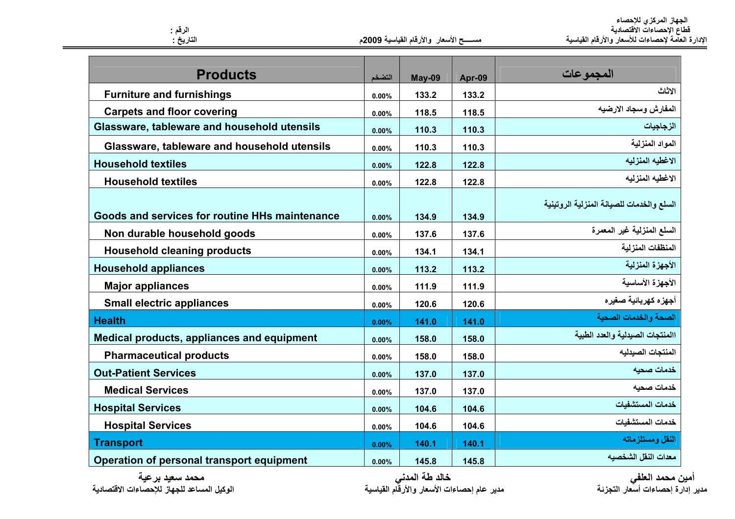الجهاز المركزي للإحصاء
قطاع الإحصاءات الاقتصادية
الإدارة العامة لإحصاءات للأسعار والأرقام القياسية

مســـح الأسعار والأرقام القياسية 2009م

الرقم :
التاريخ :

| Products | التضخم | May-09 | Apr-09 | المجموعات |
|---|---|---|---|---|
| Furniture and furnishings | 0.00% | 133.2 | 133.2 | الاثاث |
| Carpets and floor covering | 0.00% | 118.5 | 118.5 | المفارش وسجاد الارضيه |
| Glassware, tableware and household utensils | 0.00% | 110.3 | 110.3 | الزجاجيات |
| Glassware, tableware and household utensils | 0.00% | 110.3 | 110.3 | المواد المنزلية |
| Household textiles | 0.00% | 122.8 | 122.8 | الاغطيه المنزليه |
| Household textiles | 0.00% | 122.8 | 122.8 | الاغطيه المنزليه |
| Goods and services for routine HHs maintenance | 0.00% | 134.9 | 134.9 | السلع والخدمات للصيانة المنزلية الروتينية |
| Non durable household goods | 0.00% | 137.6 | 137.6 | السلع المنزلية غير المعمرة |
| Household cleaning products | 0.00% | 134.1 | 134.1 | المنظفات المنزلية |
| Household appliances | 0.00% | 113.2 | 113.2 | الأجهزة المنزلية |
| Major appliances | 0.00% | 111.9 | 111.9 | الأجهزة الأساسية |
| Small electric appliances | 0.00% | 120.6 | 120.6 | أجهزه كهربائية صغيره |
| Health | 0.00% | 141.0 | 141.0 | الصحة والخدمات الصحية |
| Medical products, appliances and equipment | 0.00% | 158.0 | 158.0 | االمنتجات الصيدلية والعدد الطبية |
| Pharmaceutical products | 0.00% | 158.0 | 158.0 | المنتجات الصيدليه |
| Out-Patient Services | 0.00% | 137.0 | 137.0 | خدمات صحيه |
| Medical Services | 0.00% | 137.0 | 137.0 | خدمات صحيه |
| Hospital Services | 0.00% | 104.6 | 104.6 | خدمات المستشفيات |
| Hospital Services | 0.00% | 104.6 | 104.6 | خدمات المستشفيات |
| Transport | 0.00% | 140.1 | 140.1 | النقل ومستلزماته |
| Operation of personal transport equipment | 0.00% | 145.8 | 145.8 | معدات النقل الشخصيه |

**أمين محمد العلفي**
مدير إدارة إحصاءات أسعار التجزئة

**خالد طة المدني**
مدير عام إحصاءات الأسعار والأرقام القياسية

**محمد سعيد برعية**
الوكيل المساعد للجهاز للإحصاءات الاقتصادية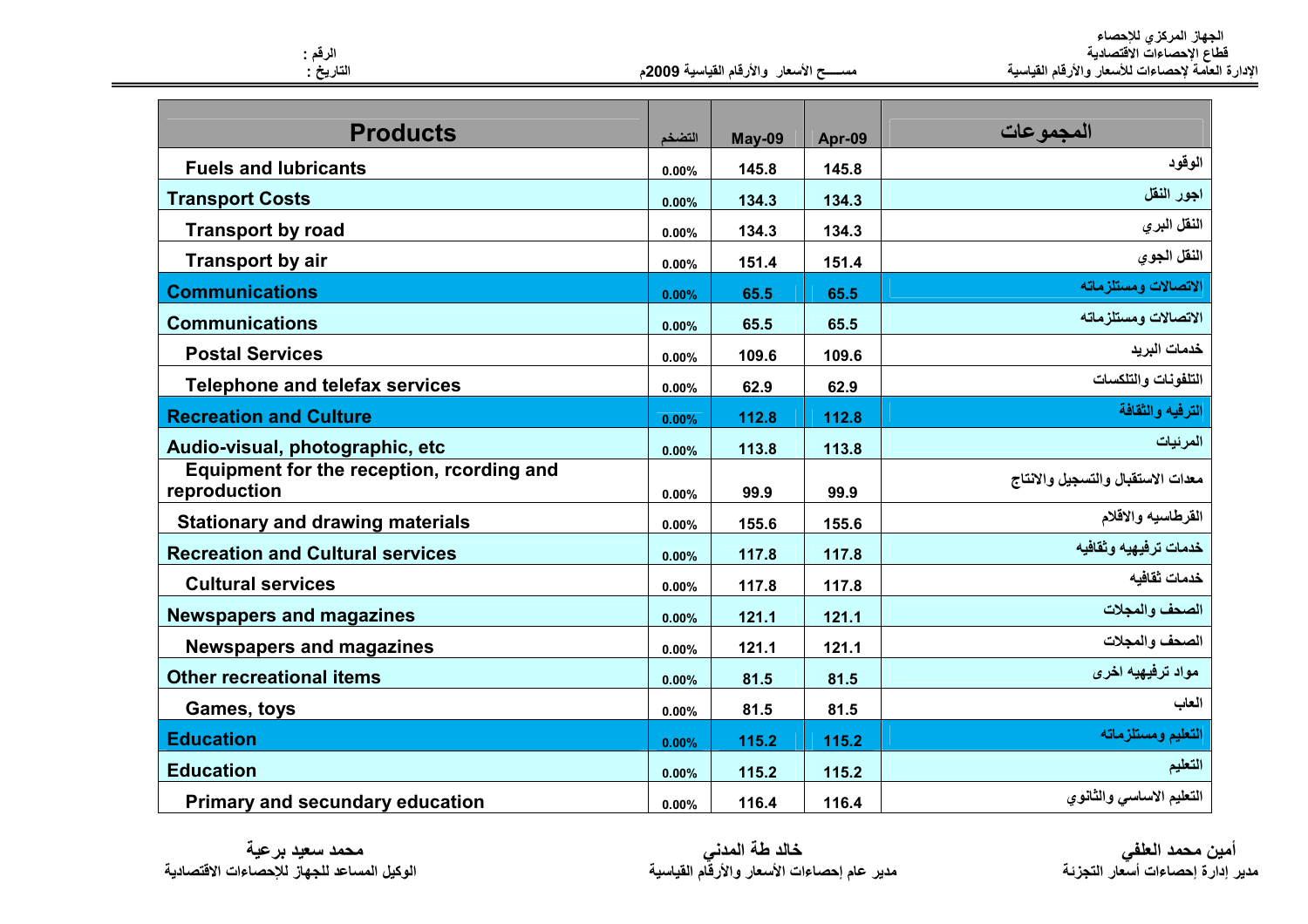| Products | التضخم | May-09 | Apr-09 | المجموعات |
|---|---|---|---|---|
| Fuels and lubricants | 0.00% | 145.8 | 145.8 | الوقود |
| Transport Costs | 0.00% | 134.3 | 134.3 | اجور النقل |
| Transport by road | 0.00% | 134.3 | 134.3 | النقل البري |
| Transport by air | 0.00% | 151.4 | 151.4 | النقل الجوي |
| Communications | 0.00% | 65.5 | 65.5 | الاتصالات ومستلزماته |
| Communications | 0.00% | 65.5 | 65.5 | الاتصالات ومستلزماته |
| Postal Services | 0.00% | 109.6 | 109.6 | خدمات البريد |
| Telephone and telefax services | 0.00% | 62.9 | 62.9 | التلفونات والتلكسات |
| Recreation and Culture | 0.00% | 112.8 | 112.8 | الترفيه والثقافة |
| Audio-visual, photographic, etc | 0.00% | 113.8 | 113.8 | المرئيات |
| Equipment for the reception, rcording and reproduction | 0.00% | 99.9 | 99.9 | معدات الاستقبال والتسجيل والانتاج |
| Stationary and drawing materials | 0.00% | 155.6 | 155.6 | القرطاسيه والاقلام |
| Recreation and Cultural services | 0.00% | 117.8 | 117.8 | خدمات ترفيهيه وثقافيه |
| Cultural services | 0.00% | 117.8 | 117.8 | خدمات ثقافيه |
| Newspapers and magazines | 0.00% | 121.1 | 121.1 | الصحف والمجلات |
| Newspapers and magazines | 0.00% | 121.1 | 121.1 | الصحف والمجلات |
| Other recreational items | 0.00% | 81.5 | 81.5 | مواد ترفيهيه اخرى |
| Games, toys | 0.00% | 81.5 | 81.5 | العاب |
| Education | 0.00% | 115.2 | 115.2 | التعليم ومستلزماته |
| Education | 0.00% | 115.2 | 115.2 | التعليم |
| Primary and secundary education | 0.00% | 116.4 | 116.4 | التعليم الاساسي والثانوي |

**أمين محمد العلفي**
مدير إدارة إحصاءات أسعار التجزئة

**خالد طة المدني**
مدير عام إحصاءات الأسعار والأرقام القياسية

**محمد سعيد برعية**
الوكيل المساعد للجهاز للإحصاءات الاقتصادية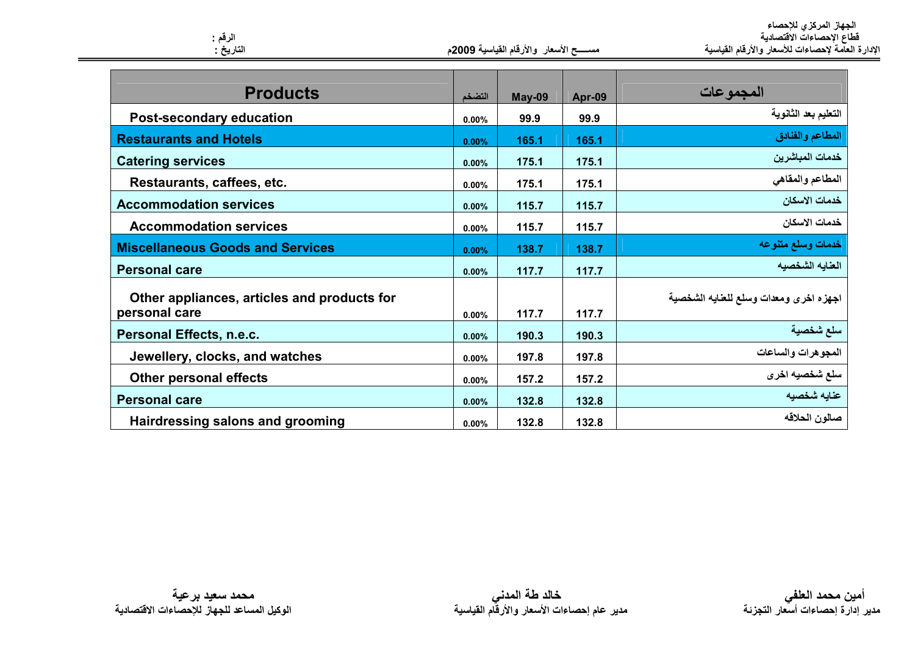الجهاز المركزي للإحصاء
قطاع الإحصاءات الاقتصادية
الإدارة العامة لإحصاءات للأسعار والأرقام القياسية

مســـح الأسعار والأرقام القياسية 2009م

الرقم :
التاريخ :

| Products | التضخم | May-09 | Apr-09 | المجموعات |
|---|---|---|---|---|
| Post-secondary education | 0.00% | 99.9 | 99.9 | التعليم بعد الثانوية |
| **Restaurants and Hotels** | 0.00% | 165.1 | 165.1 | المطاعم والفنادق |
| **Catering services** | 0.00% | 175.1 | 175.1 | خدمات المباشرين |
| Restaurants, caffees, etc. | 0.00% | 175.1 | 175.1 | المطاعم والمقاهي |
| **Accommodation services** | 0.00% | 115.7 | 115.7 | خدمات الاسكان |
| Accommodation services | 0.00% | 115.7 | 115.7 | خدمات الاسكان |
| **Miscellaneous Goods and Services** | 0.00% | 138.7 | 138.7 | خدمات وسلع متنوعه |
| **Personal care** | 0.00% | 117.7 | 117.7 | العنايه الشخصيه |
| Other appliances, articles and products for personal care | 0.00% | 117.7 | 117.7 | اجهزه اخرى ومعدات وسلع للعنايه الشخصية |
| **Personal Effects, n.e.c.** | 0.00% | 190.3 | 190.3 | سلع شخصية |
| Jewellery, clocks, and watches | 0.00% | 197.8 | 197.8 | المجوهرات والساعات |
| Other personal effects | 0.00% | 157.2 | 157.2 | سلع شخصيه اخرى |
| **Personal care** | 0.00% | 132.8 | 132.8 | عنايه شخصيه |
| Hairdressing salons and grooming | 0.00% | 132.8 | 132.8 | صالون الحلاقه |

**أمين محمد العلفي**
مدير إدارة إحصاءات أسعار التجزئة

**خالد طة المدني**
مدير عام إحصاءات الأسعار والأرقام القياسية

**محمد سعيد برعية**
الوكيل المساعد للجهاز للإحصاءات الاقتصادية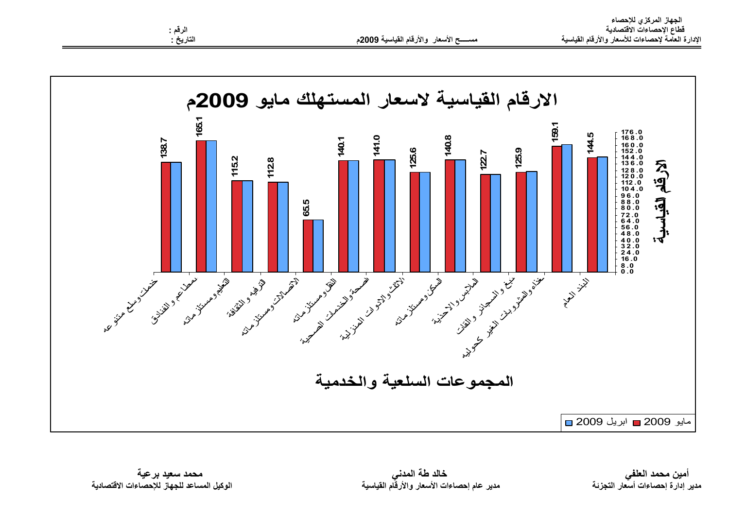الجهاز المركزي للإحصاء
قطاع الإحصاءات الاقتصادية
الإدارة العامة لإحصاءات للأسعار والأرقام القياسية

مســـح الأسعار والأرقام القياسية 2009م

الرقم :
التاريخ :

# الارقام القياسية لاسعار المستهلك مايو 2009م

| المجموعات السلعية والخدمية | مايو 2009 |
|---|---|
| البند العام | 144.5 |
| الغذاء والمشروبات الغير كحوليه | 159.1 |
| التبغ و السجائر و القات | 125.9 |
| الملابس والاحذية | 122.7 |
| السكن ومستلزماته | 140.8 |
| الاثاث والادوات المنزلية | 125.6 |
| الصحة والخدمات الصحية | 141.0 |
| النقل ومستلزماته | 140.1 |
| الاتصالات ومستلزماته | 65.5 |
| الترفيه و الثقافة | 112.8 |
| التعليم ومستلزماته | 115.2 |
| المطاعم و الفنادق | 165.1 |
| خدمات وسلع متنوعه | 138.7 |

الأرقام القياسية

المجموعات السلعية والخدمية

مايو 2009 ■ ابريل 2009 ■

**أمين محمد العلفي**
مدير إدارة إحصاءات أسعار التجزئة

**خالد طة المدني**
مدير عام إحصاءات الأسعار والأرقام القياسية

**محمد سعيد برعية**
الوكيل المساعد للجهاز للإحصاءات الاقتصادية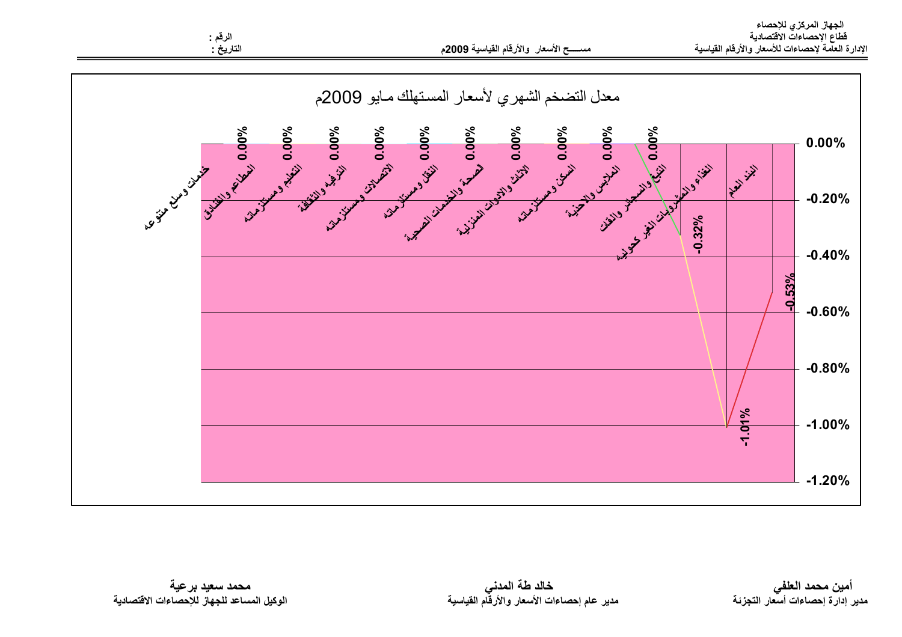الجهاز المركزي للإحصاء
قطاع الإحصاءات الاقتصادية
الإدارة العامة لإحصاءات للأسعار والأرقام القياسية

مســــح الأسعار والأرقام القياسية 2009م

الرقم :
التاريخ :

## معدل التضخم الشهري لأسعار المستهلك مـايو 2009م

0.00%
-0.20%
-0.40%
-0.60%
-0.80%
-1.00%
-1.20%

البند العام
-0.53%

الغذاء والمشروبات الغير كحولية
-1.01%

التبغ والسجائر والقات
-0.32%

الملابس والاحذية
0.00%

السكن ومستلزماته
0.00%

الاثاث والادوات المنزلية
0.00%

الصحة والخدمات الصحية
0.00%

النقل ومستلزماته
0.00%

الاتصالات ومستلزماته
0.00%

الترفيه والثقافة
0.00%

التعليم ومستلزماته
0.00%

المطاعم والفنادق
0.00%

خدمات وسلع متنوعه
0.00%

**أمين محمد العلفي**
مدير إدارة إحصاءات أسعار التجزئة

**خالد طة المدني**
مدير عام إحصاءات الأسعار والأرقام القياسية

**محمد سعيد برعية**
الوكيل المساعد للجهاز للإحصاءات الاقتصادية